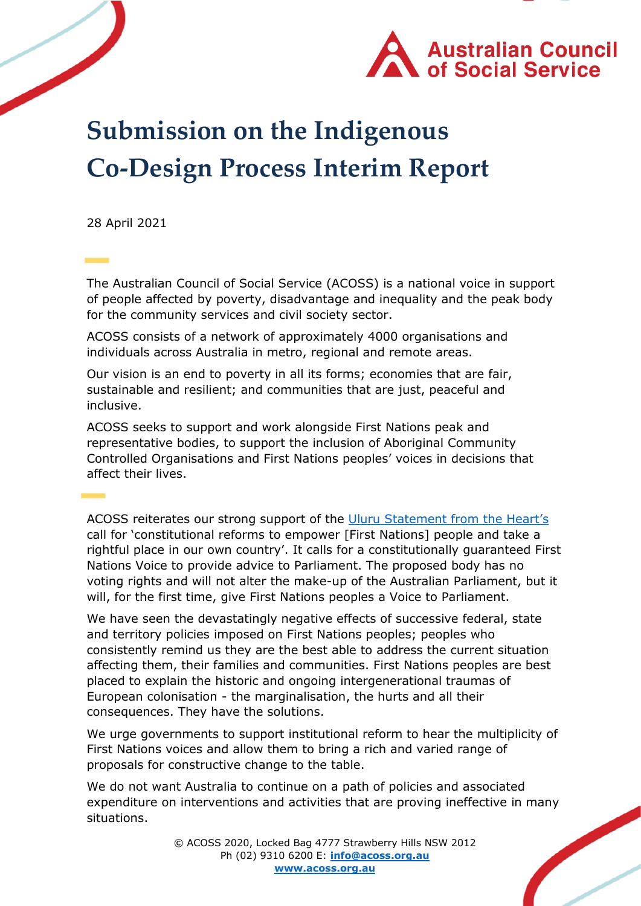# Submission on the Indigenous Co-Design Process Interim Report

28 April 2021

The Australian Council of Social Service (ACOSS) is a national voice in support of people affected by poverty, disadvantage and inequality and the peak body for the community services and civil society sector.

ACOSS consists of a network of approximately 4000 organisations and individuals across Australia in metro, regional and remote areas.

Our vision is an end to poverty in all its forms; economies that are fair, sustainable and resilient; and communities that are just, peaceful and inclusive.

ACOSS seeks to support and work alongside First Nations peak and representative bodies, to support the inclusion of Aboriginal Community Controlled Organisations and First Nations peoples' voices in decisions that affect their lives.

ACOSS reiterates our strong support of the [Uluru Statement from the Heart's](#) call for 'constitutional reforms to empower [First Nations] people and take a rightful place in our own country'. It calls for a constitutionally guaranteed First Nations Voice to provide advice to Parliament. The proposed body has no voting rights and will not alter the make-up of the Australian Parliament, but it will, for the first time, give First Nations peoples a Voice to Parliament.

We have seen the devastatingly negative effects of successive federal, state and territory policies imposed on First Nations peoples; peoples who consistently remind us they are the best able to address the current situation affecting them, their families and communities. First Nations peoples are best placed to explain the historic and ongoing intergenerational traumas of European colonisation - the marginalisation, the hurts and all their consequences. They have the solutions.

We urge governments to support institutional reform to hear the multiplicity of First Nations voices and allow them to bring a rich and varied range of proposals for constructive change to the table.

We do not want Australia to continue on a path of policies and associated expenditure on interventions and activities that are proving ineffective in many situations.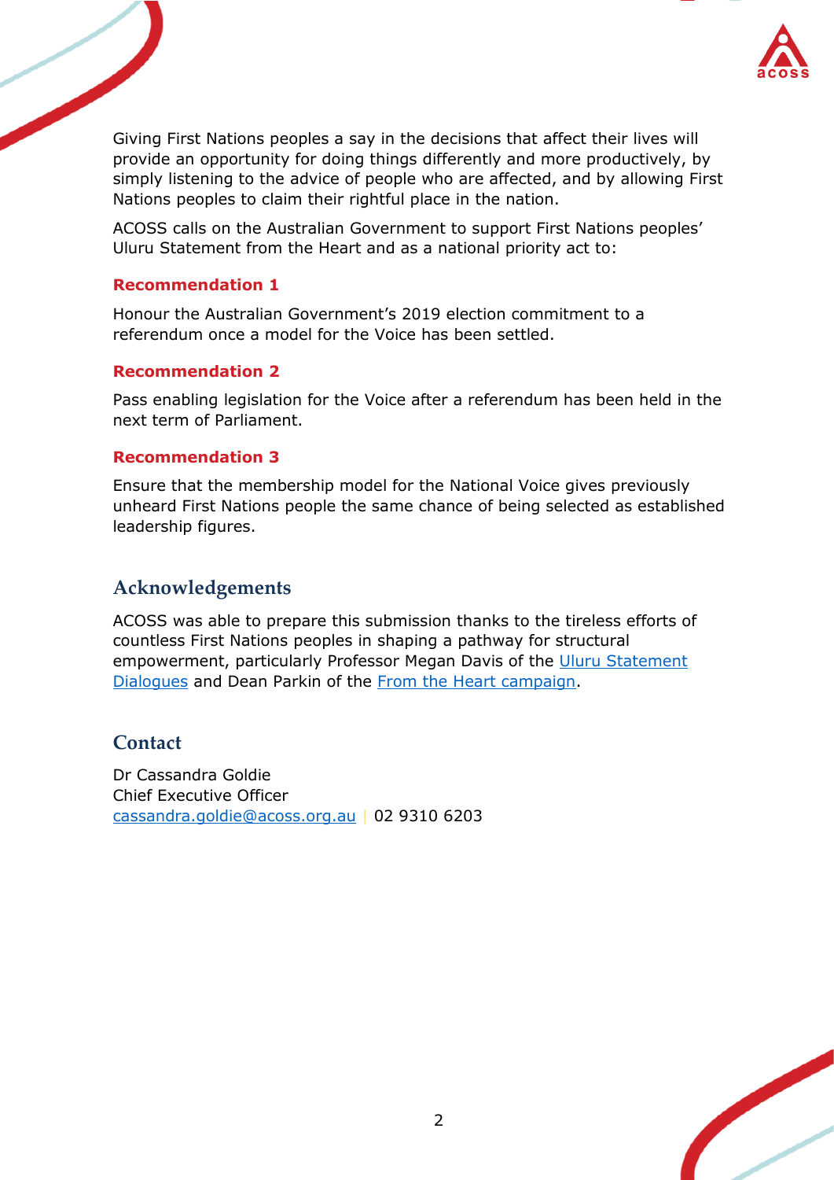Giving First Nations peoples a say in the decisions that affect their lives will provide an opportunity for doing things differently and more productively, by simply listening to the advice of people who are affected, and by allowing First Nations peoples to claim their rightful place in the nation.

ACOSS calls on the Australian Government to support First Nations peoples' Uluru Statement from the Heart and as a national priority act to:

**Recommendation 1**

Honour the Australian Government's 2019 election commitment to a referendum once a model for the Voice has been settled.

**Recommendation 2**

Pass enabling legislation for the Voice after a referendum has been held in the next term of Parliament.

**Recommendation 3**

Ensure that the membership model for the National Voice gives previously unheard First Nations people the same chance of being selected as established leadership figures.

## Acknowledgements

ACOSS was able to prepare this submission thanks to the tireless efforts of countless First Nations peoples in shaping a pathway for structural empowerment, particularly Professor Megan Davis of the Uluru Statement Dialogues and Dean Parkin of the From the Heart campaign.

## Contact

Dr Cassandra Goldie
Chief Executive Officer
cassandra.goldie@acoss.org.au | 02 9310 6203